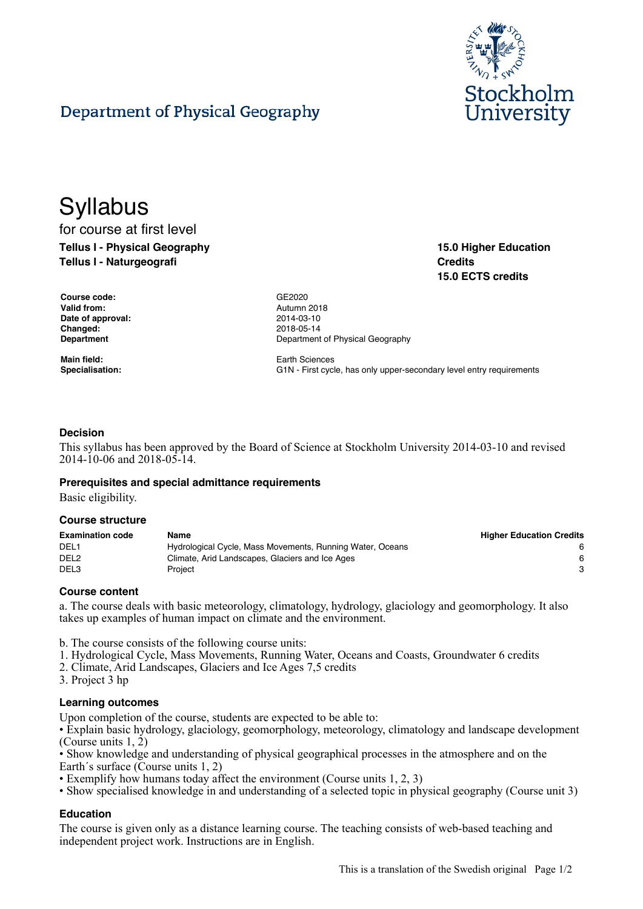Department of Physical Geography

# Syllabus

for course at first level

**Tellus I - Physical Geography**
**Tellus I - Naturgeografi**

**15.0 Higher Education Credits**
**15.0 ECTS credits**

| | |
|---|---|
| **Course code:** | GE2020 |
| **Valid from:** | Autumn 2018 |
| **Date of approval:** | 2014-03-10 |
| **Changed:** | 2018-05-14 |
| **Department** | Department of Physical Geography |
| **Main field:** | Earth Sciences |
| **Specialisation:** | G1N - First cycle, has only upper-secondary level entry requirements |

### Decision

This syllabus has been approved by the Board of Science at Stockholm University 2014-03-10 and revised 2014-10-06 and 2018-05-14.

### Prerequisites and special admittance requirements

Basic eligibility.

### Course structure

| Examination code | Name | Higher Education Credits |
|---|---|---|
| DEL1 | Hydrological Cycle, Mass Movements, Running Water, Oceans | 6 |
| DEL2 | Climate, Arid Landscapes, Glaciers and Ice Ages | 6 |
| DEL3 | Project | 3 |

### Course content

a. The course deals with basic meteorology, climatology, hydrology, glaciology and geomorphology. It also takes up examples of human impact on climate and the environment.

b. The course consists of the following course units:
1. Hydrological Cycle, Mass Movements, Running Water, Oceans and Coasts, Groundwater 6 credits
2. Climate, Arid Landscapes, Glaciers and Ice Ages 7,5 credits
3. Project 3 hp

### Learning outcomes

Upon completion of the course, students are expected to be able to:
- Explain basic hydrology, glaciology, geomorphology, meteorology, climatology and landscape development (Course units 1, 2)
- Show knowledge and understanding of physical geographical processes in the atmosphere and on the Earth´s surface (Course units 1, 2)
- Exemplify how humans today affect the environment (Course units 1, 2, 3)
- Show specialised knowledge in and understanding of a selected topic in physical geography (Course unit 3)

### Education

The course is given only as a distance learning course. The teaching consists of web-based teaching and independent project work. Instructions are in English.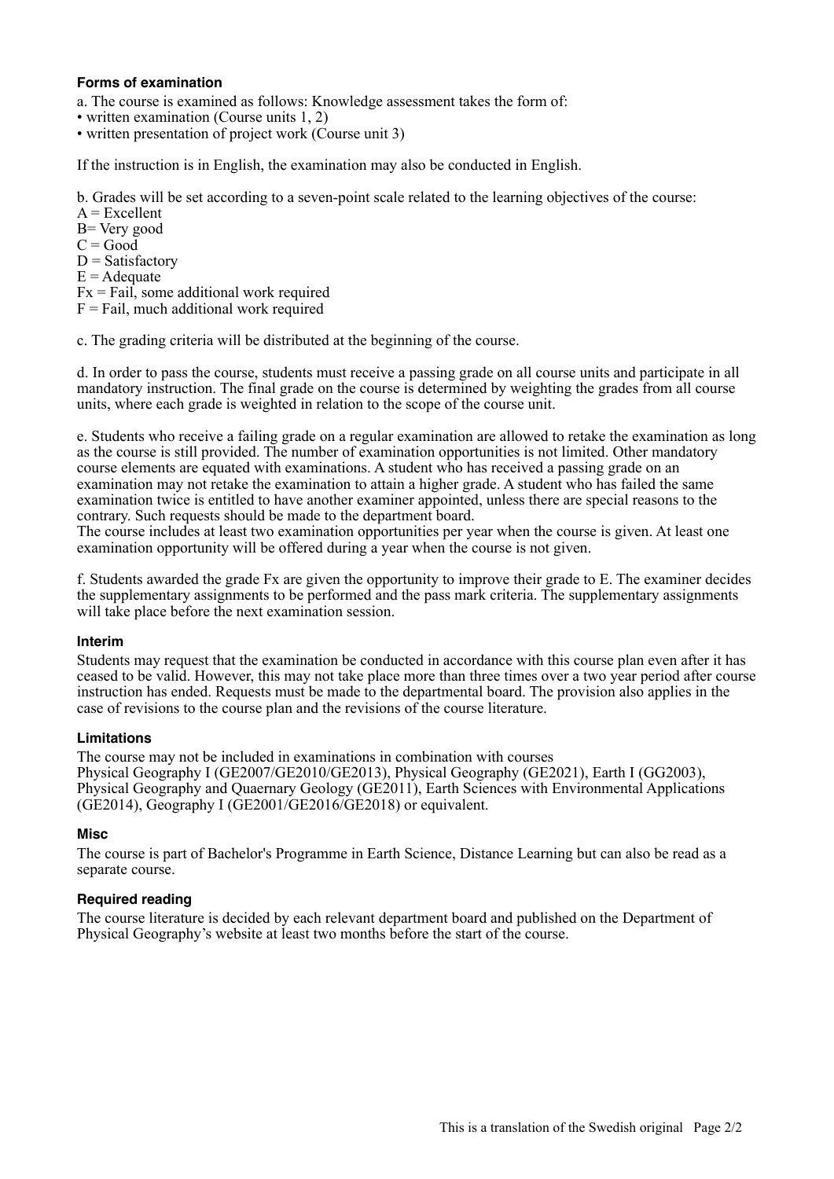### Forms of examination

a. The course is examined as follows: Knowledge assessment takes the form of:
• written examination (Course units 1, 2)
• written presentation of project work (Course unit 3)

If the instruction is in English, the examination may also be conducted in English.

b. Grades will be set according to a seven-point scale related to the learning objectives of the course:
A = Excellent
B= Very good
C = Good
D = Satisfactory
E = Adequate
Fx = Fail, some additional work required
F = Fail, much additional work required

c. The grading criteria will be distributed at the beginning of the course.

d. In order to pass the course, students must receive a passing grade on all course units and participate in all mandatory instruction. The final grade on the course is determined by weighting the grades from all course units, where each grade is weighted in relation to the scope of the course unit.

e. Students who receive a failing grade on a regular examination are allowed to retake the examination as long as the course is still provided. The number of examination opportunities is not limited. Other mandatory course elements are equated with examinations. A student who has received a passing grade on an examination may not retake the examination to attain a higher grade. A student who has failed the same examination twice is entitled to have another examiner appointed, unless there are special reasons to the contrary. Such requests should be made to the department board.
The course includes at least two examination opportunities per year when the course is given. At least one examination opportunity will be offered during a year when the course is not given.

f. Students awarded the grade Fx are given the opportunity to improve their grade to E. The examiner decides the supplementary assignments to be performed and the pass mark criteria. The supplementary assignments will take place before the next examination session.

### Interim

Students may request that the examination be conducted in accordance with this course plan even after it has ceased to be valid. However, this may not take place more than three times over a two year period after course instruction has ended. Requests must be made to the departmental board. The provision also applies in the case of revisions to the course plan and the revisions of the course literature.

### Limitations

The course may not be included in examinations in combination with courses
Physical Geography I (GE2007/GE2010/GE2013), Physical Geography (GE2021), Earth I (GG2003), Physical Geography and Quaernary Geology (GE2011), Earth Sciences with Environmental Applications (GE2014), Geography I (GE2001/GE2016/GE2018) or equivalent.

### Misc

The course is part of Bachelor's Programme in Earth Science, Distance Learning but can also be read as a separate course.

### Required reading

The course literature is decided by each relevant department board and published on the Department of Physical Geography's website at least two months before the start of the course.

This is a translation of the Swedish original